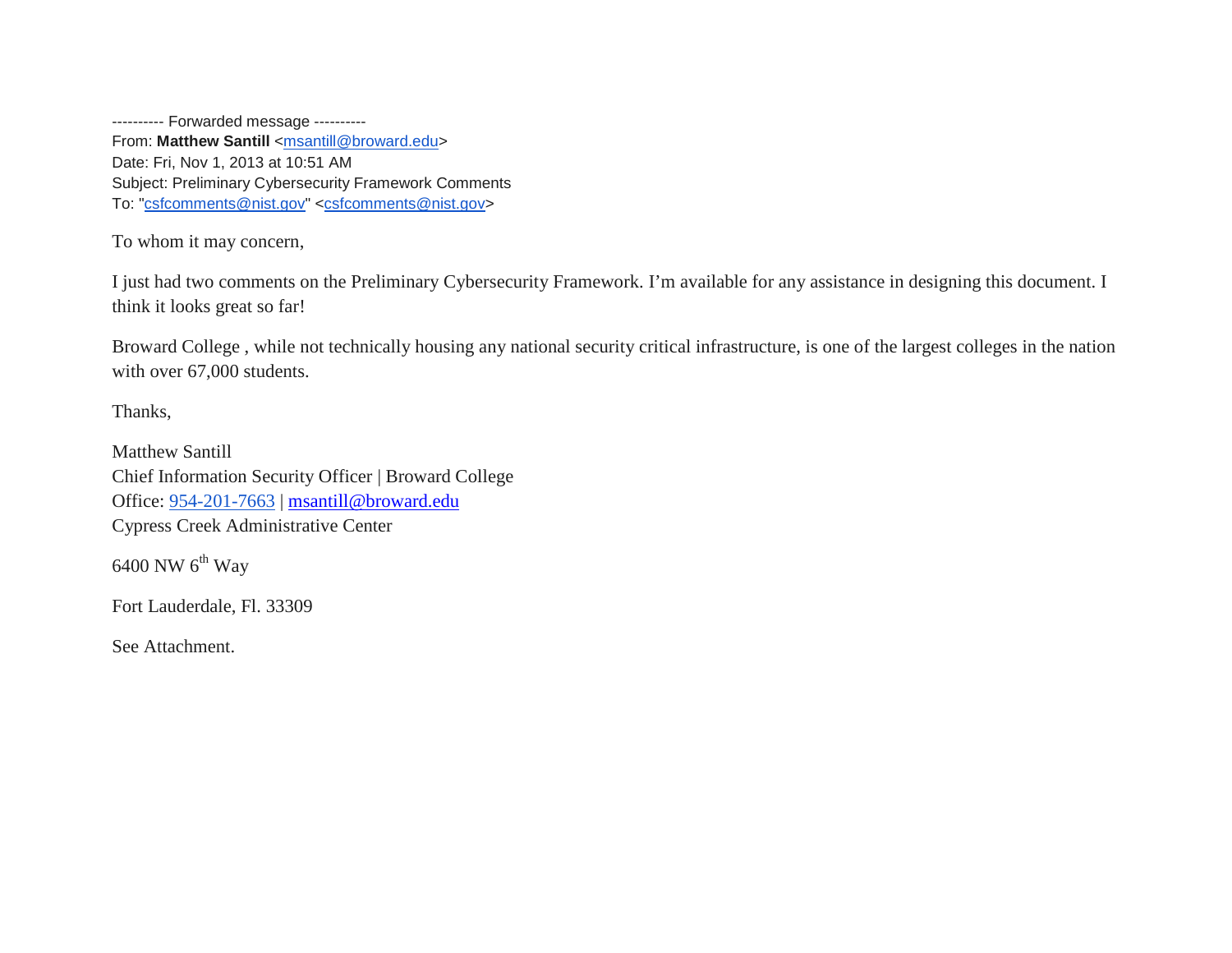---------- Forwarded message ----------
From: **Matthew Santill** <msantill@broward.edu>
Date: Fri, Nov 1, 2013 at 10:51 AM
Subject: Preliminary Cybersecurity Framework Comments
To: "csfcomments@nist.gov" <csfcomments@nist.gov>

To whom it may concern,

I just had two comments on the Preliminary Cybersecurity Framework. I'm available for any assistance in designing this document. I think it looks great so far!

Broward College , while not technically housing any national security critical infrastructure, is one of the largest colleges in the nation with over 67,000 students.

Thanks,

Matthew Santill
Chief Information Security Officer | Broward College
Office: 954-201-7663 | msantill@broward.edu
Cypress Creek Administrative Center

6400 NW 6th Way

Fort Lauderdale, Fl. 33309

See Attachment.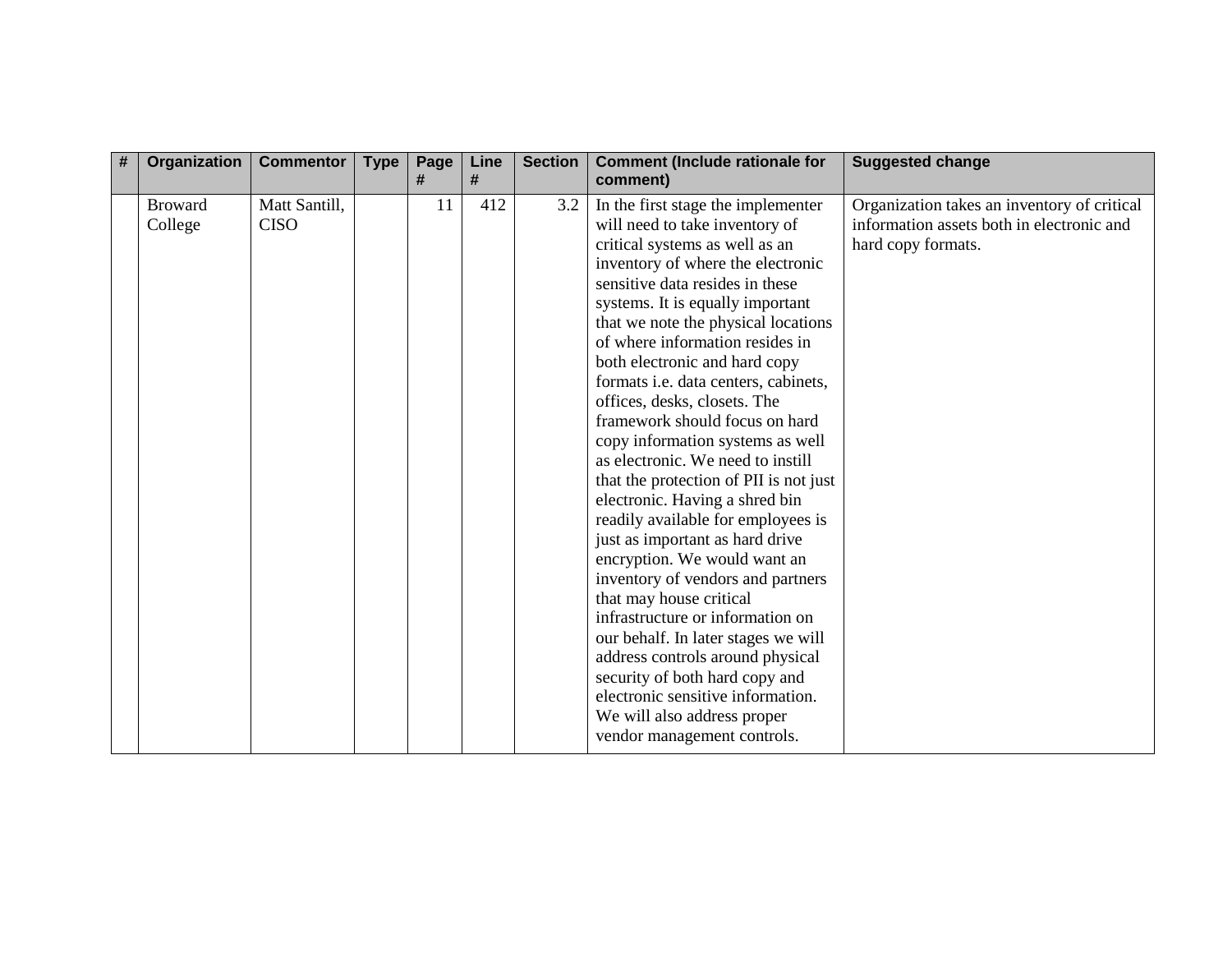| # | Organization | Commentor | Type | Page # | Line # | Section | Comment (Include rationale for comment) | Suggested change |
|---|---|---|---|---|---|---|---|---|
| | Broward College | Matt Santill, CISO | | 11 | 412 | 3.2 | In the first stage the implementer will need to take inventory of critical systems as well as an inventory of where the electronic sensitive data resides in these systems. It is equally important that we note the physical locations of where information resides in both electronic and hard copy formats i.e. data centers, cabinets, offices, desks, closets. The framework should focus on hard copy information systems as well as electronic. We need to instill that the protection of PII is not just electronic. Having a shred bin readily available for employees is just as important as hard drive encryption. We would want an inventory of vendors and partners that may house critical infrastructure or information on our behalf. In later stages we will address controls around physical security of both hard copy and electronic sensitive information. We will also address proper vendor management controls. | Organization takes an inventory of critical information assets both in electronic and hard copy formats. |